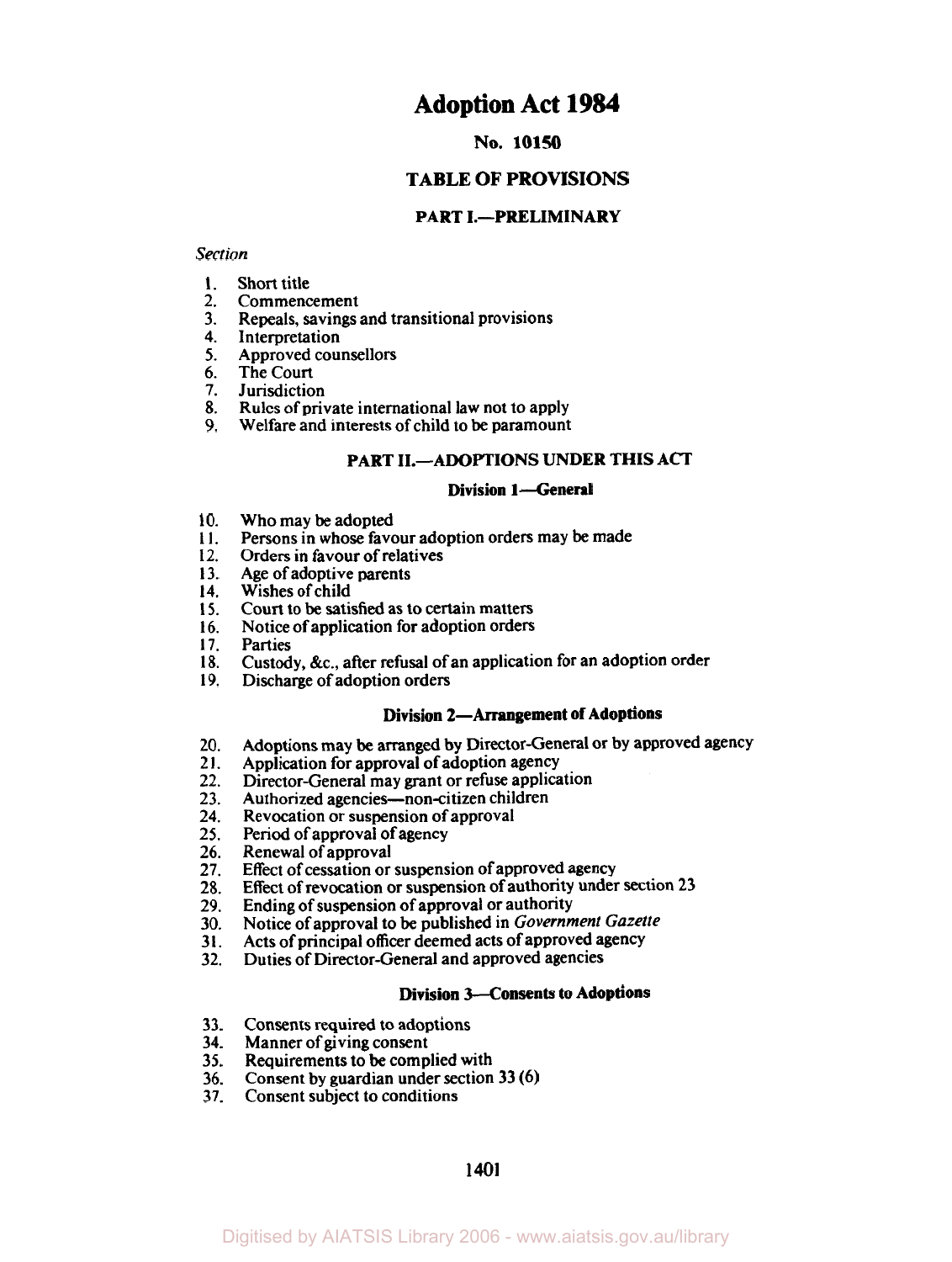# Adoption Act 1984

## No. 10150

## TABLE OF PROVISIONS

### PART I.—PRELIMINARY

*Section*

1. Short title
2. Commencement
3. Repeals, savings and transitional provisions
4. Interpretation
5. Approved counsellors
6. The Court
7. Jurisdiction
8. Rules of private international law not to apply
9. Welfare and interests of child to be paramount

### PART II.—ADOPTIONS UNDER THIS ACT

#### Division 1—General

10. Who may be adopted
11. Persons in whose favour adoption orders may be made
12. Orders in favour of relatives
13. Age of adoptive parents
14. Wishes of child
15. Court to be satisfied as to certain matters
16. Notice of application for adoption orders
17. Parties
18. Custody, &c., after refusal of an application for an adoption order
19. Discharge of adoption orders

#### Division 2—Arrangement of Adoptions

20. Adoptions may be arranged by Director-General or by approved agency
21. Application for approval of adoption agency
22. Director-General may grant or refuse application
23. Authorized agencies—non-citizen children
24. Revocation or suspension of approval
25. Period of approval of agency
26. Renewal of approval
27. Effect of cessation or suspension of approved agency
28. Effect of revocation or suspension of authority under section 23
29. Ending of suspension of approval or authority
30. Notice of approval to be published in *Government Gazette*
31. Acts of principal officer deemed acts of approved agency
32. Duties of Director-General and approved agencies

#### Division 3—Consents to Adoptions

33. Consents required to adoptions
34. Manner of giving consent
35. Requirements to be complied with
36. Consent by guardian under section 33 (6)
37. Consent subject to conditions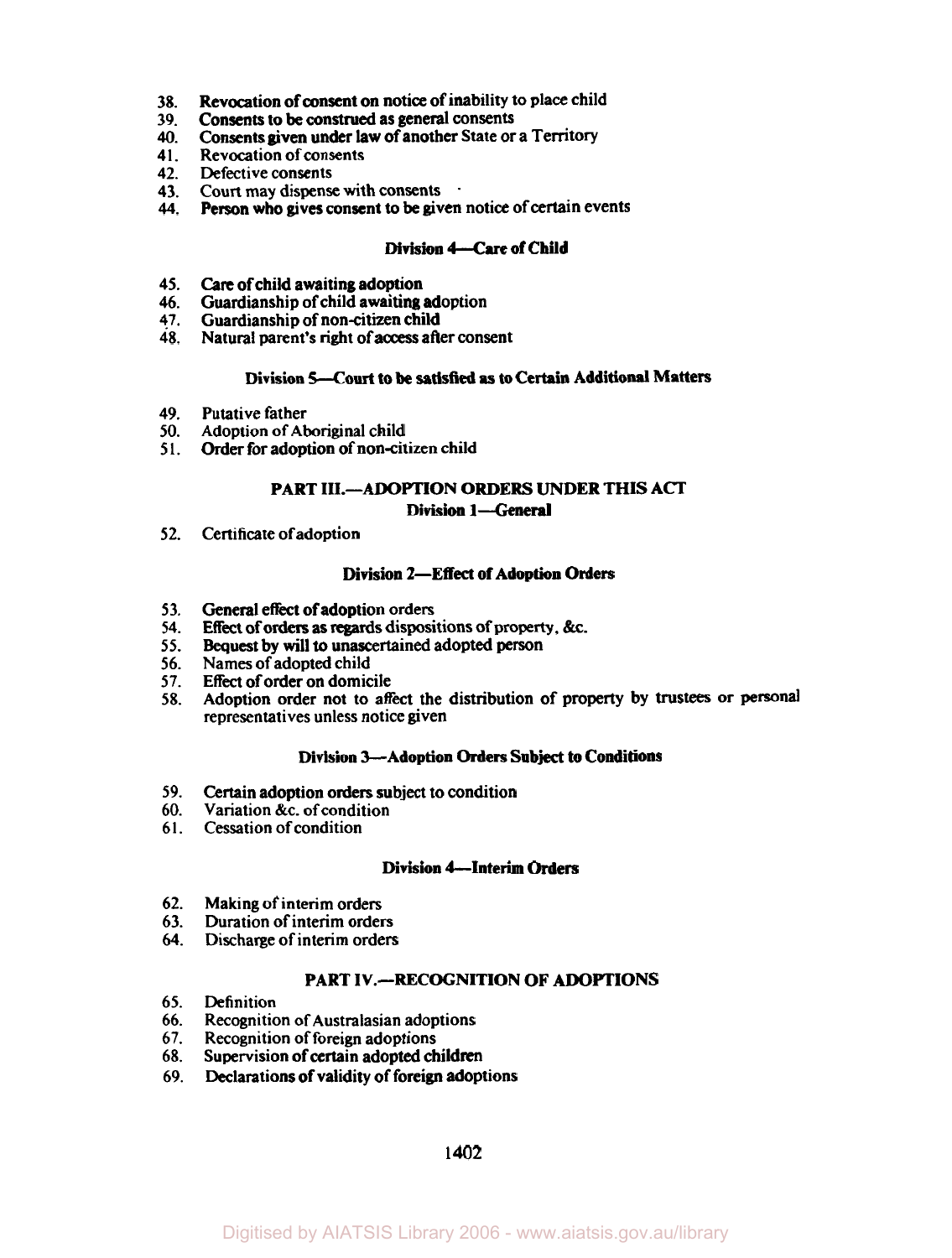38. Revocation of consent on notice of inability to place child
39. Consents to be construed as general consents
40. Consents given under law of another State or a Territory
41. Revocation of consents
42. Defective consents
43. Court may dispense with consents
44. Person who gives consent to be given notice of certain events

### Division 4—Care of Child

45. Care of child awaiting adoption
46. Guardianship of child awaiting adoption
47. Guardianship of non-citizen child
48. Natural parent's right of access after consent

### Division 5—Court to be satisfied as to Certain Additional Matters

49. Putative father
50. Adoption of Aboriginal child
51. Order for adoption of non-citizen child

## PART III.—ADOPTION ORDERS UNDER THIS ACT

### Division 1—General

52. Certificate of adoption

### Division 2—Effect of Adoption Orders

53. General effect of adoption orders
54. Effect of orders as regards dispositions of property, &c.
55. Bequest by will to unascertained adopted person
56. Names of adopted child
57. Effect of order on domicile
58. Adoption order not to affect the distribution of property by trustees or personal representatives unless notice given

### Division 3—Adoption Orders Subject to Conditions

59. Certain adoption orders subject to condition
60. Variation &c. of condition
61. Cessation of condition

### Division 4—Interim Orders

62. Making of interim orders
63. Duration of interim orders
64. Discharge of interim orders

## PART IV.—RECOGNITION OF ADOPTIONS

65. Definition
66. Recognition of Australasian adoptions
67. Recognition of foreign adoptions
68. Supervision of certain adopted children
69. Declarations of validity of foreign adoptions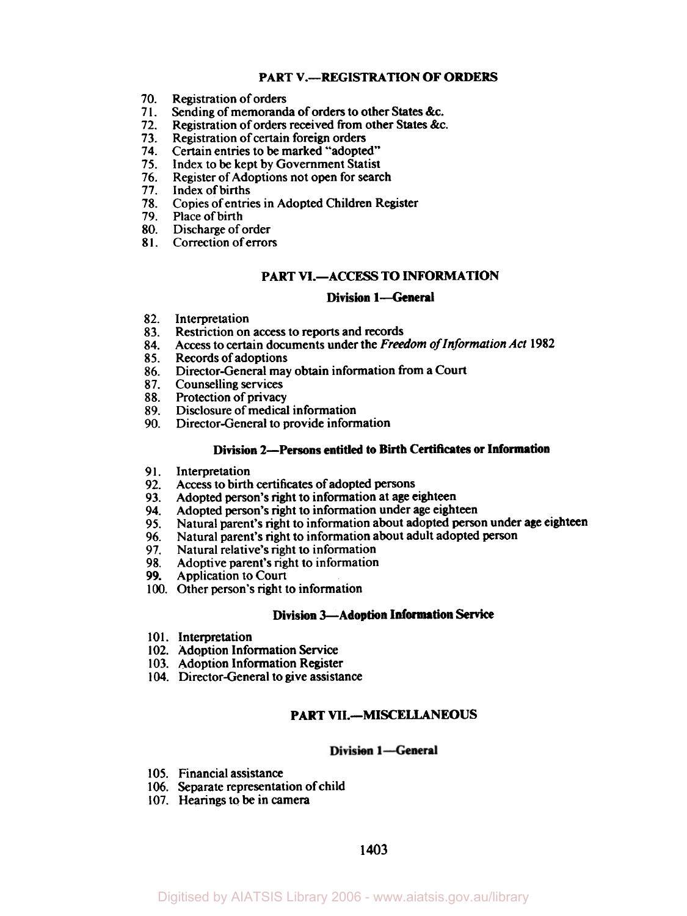## PART V.—REGISTRATION OF ORDERS

70. Registration of orders
71. Sending of memoranda of orders to other States &c.
72. Registration of orders received from other States &c.
73. Registration of certain foreign orders
74. Certain entries to be marked "adopted"
75. Index to be kept by Government Statist
76. Register of Adoptions not open for search
77. Index of births
78. Copies of entries in Adopted Children Register
79. Place of birth
80. Discharge of order
81. Correction of errors

## PART VI.—ACCESS TO INFORMATION

### Division 1—General

82. Interpretation
83. Restriction on access to reports and records
84. Access to certain documents under the *Freedom of Information Act* 1982
85. Records of adoptions
86. Director-General may obtain information from a Court
87. Counselling services
88. Protection of privacy
89. Disclosure of medical information
90. Director-General to provide information

### Division 2—Persons entitled to Birth Certificates or Information

91. Interpretation
92. Access to birth certificates of adopted persons
93. Adopted person's right to information at age eighteen
94. Adopted person's right to information under age eighteen
95. Natural parent's right to information about adopted person under age eighteen
96. Natural parent's right to information about adult adopted person
97. Natural relative's right to information
98. Adoptive parent's right to information
99. Application to Court
100. Other person's right to information

### Division 3—Adoption Information Service

101. Interpretation
102. Adoption Information Service
103. Adoption Information Register
104. Director-General to give assistance

## PART VII.—MISCELLANEOUS

### Division 1—General

105. Financial assistance
106. Separate representation of child
107. Hearings to be in camera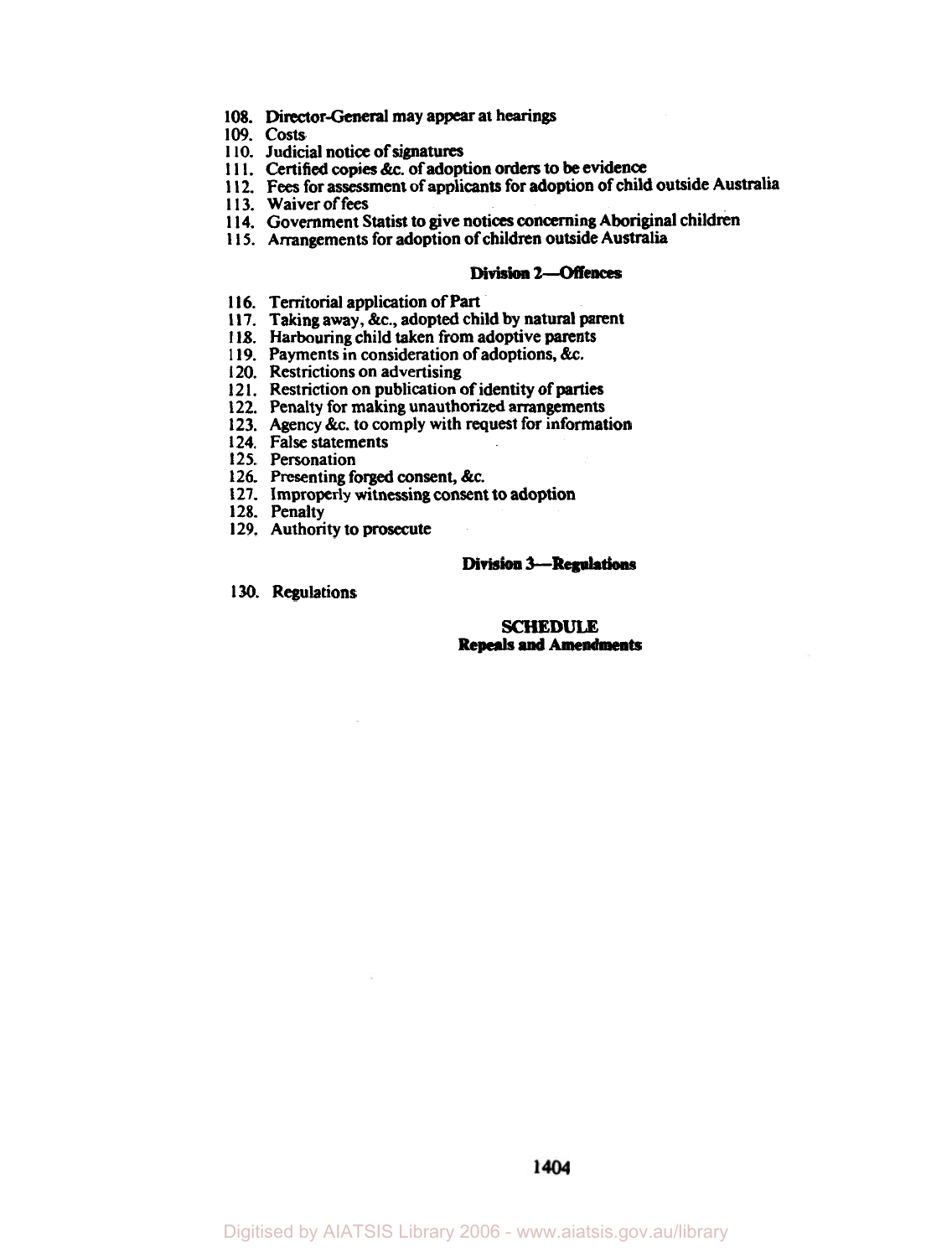108. Director-General may appear at hearings
109. Costs
110. Judicial notice of signatures
111. Certified copies &c. of adoption orders to be evidence
112. Fees for assessment of applicants for adoption of child outside Australia
113. Waiver of fees
114. Government Statist to give notices concerning Aboriginal children
115. Arrangements for adoption of children outside Australia

**Division 2—Offences**

116. Territorial application of Part
117. Taking away, &c., adopted child by natural parent
118. Harbouring child taken from adoptive parents
119. Payments in consideration of adoptions, &c.
120. Restrictions on advertising
121. Restriction on publication of identity of parties
122. Penalty for making unauthorized arrangements
123. Agency &c. to comply with request for information
124. False statements
125. Personation
126. Presenting forged consent, &c.
127. Improperly witnessing consent to adoption
128. Penalty
129. Authority to prosecute

**Division 3—Regulations**

130. Regulations

**SCHEDULE**
**Repeals and Amendments**

Digitised by AIATSIS Library 2006 - www.aiatsis.gov.au/library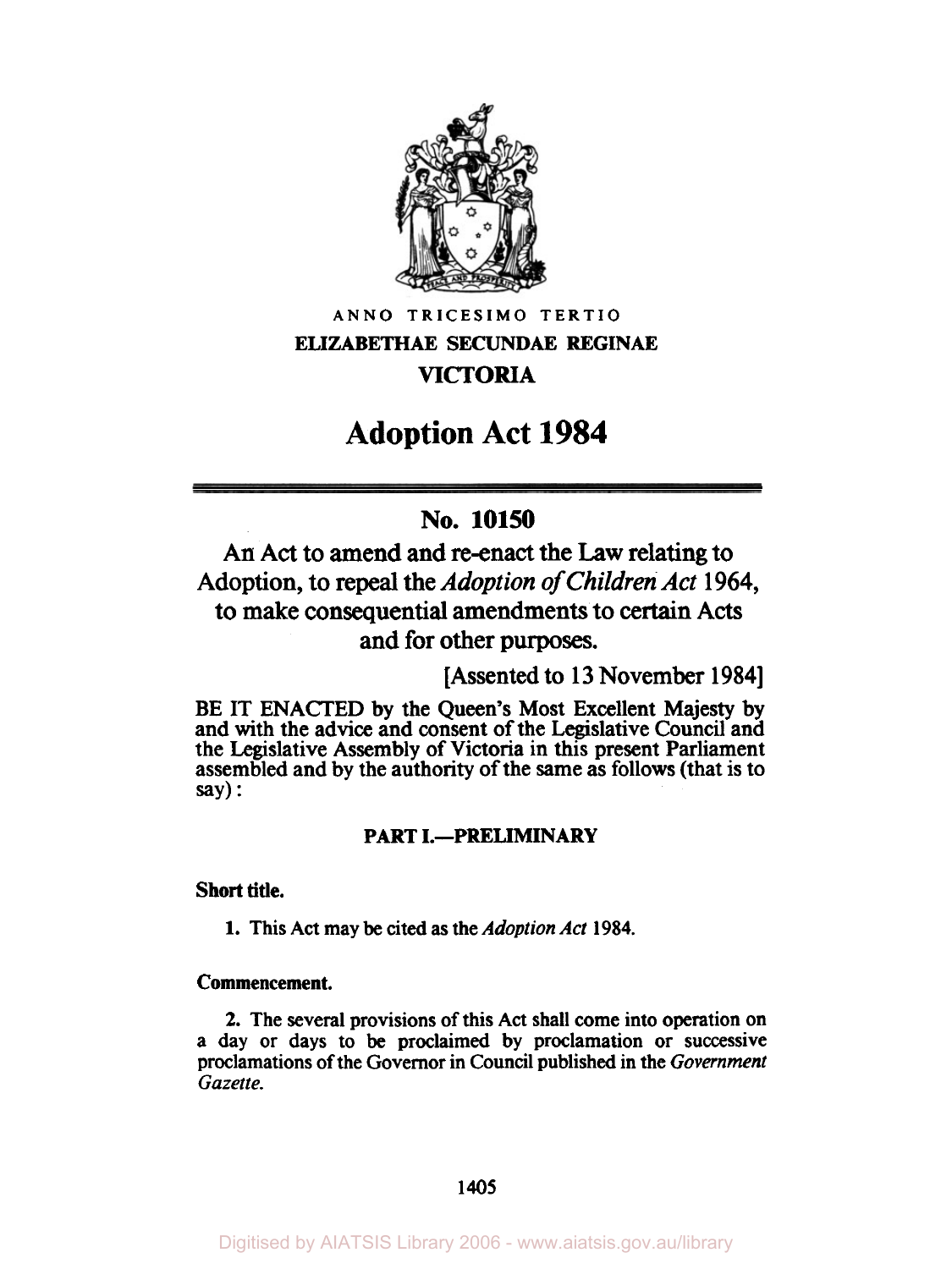ANNO TRICESIMO TERTIO

**ELIZABETHAE SECUNDAE REGINAE**

**VICTORIA**

# Adoption Act 1984

## No. 10150

An Act to amend and re-enact the Law relating to Adoption, to repeal the *Adoption of Children Act* 1964, to make consequential amendments to certain Acts and for other purposes.

[Assented to 13 November 1984]

BE IT ENACTED by the Queen's Most Excellent Majesty by and with the advice and consent of the Legislative Council and the Legislative Assembly of Victoria in this present Parliament assembled and by the authority of the same as follows (that is to say):

### PART I.—PRELIMINARY

**Short title.**

**1.** This Act may be cited as the *Adoption Act* 1984.

**Commencement.**

**2.** The several provisions of this Act shall come into operation on a day or days to be proclaimed by proclamation or successive proclamations of the Governor in Council published in the *Government Gazette.*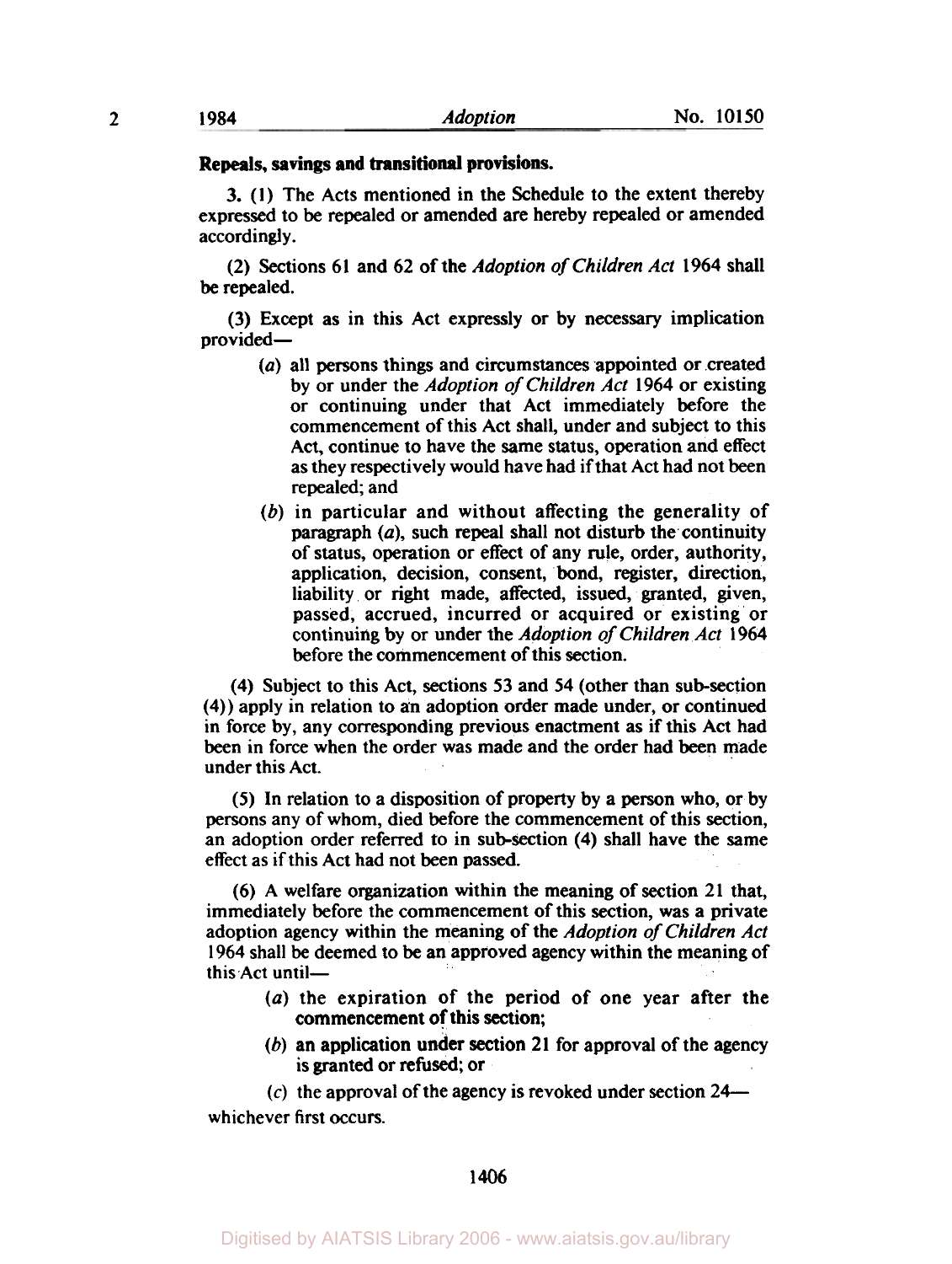**Repeals, savings and transitional provisions.**

3\. (1) The Acts mentioned in the Schedule to the extent thereby expressed to be repealed or amended are hereby repealed or amended accordingly.

(2) Sections 61 and 62 of the *Adoption of Children Act* 1964 shall be repealed.

(3) Except as in this Act expressly or by necessary implication provided—

- (*a*) all persons things and circumstances appointed or created by or under the *Adoption of Children Act* 1964 or existing or continuing under that Act immediately before the commencement of this Act shall, under and subject to this Act, continue to have the same status, operation and effect as they respectively would have had if that Act had not been repealed; and
- (*b*) in particular and without affecting the generality of paragraph (*a*), such repeal shall not disturb the continuity of status, operation or effect of any rule, order, authority, application, decision, consent, bond, register, direction, liability or right made, affected, issued, granted, given, passed, accrued, incurred or acquired or existing or continuing by or under the *Adoption of Children Act* 1964 before the commencement of this section.

(4) Subject to this Act, sections 53 and 54 (other than sub-section (4)) apply in relation to an adoption order made under, or continued in force by, any corresponding previous enactment as if this Act had been in force when the order was made and the order had been made under this Act.

(5) In relation to a disposition of property by a person who, or by persons any of whom, died before the commencement of this section, an adoption order referred to in sub-section (4) shall have the same effect as if this Act had not been passed.

(6) A welfare organization within the meaning of section 21 that, immediately before the commencement of this section, was a private adoption agency within the meaning of the *Adoption of Children Act* 1964 shall be deemed to be an approved agency within the meaning of this Act until—

- (*a*) the expiration of the period of one year after the commencement of this section;
- (*b*) an application under section 21 for approval of the agency is granted or refused; or
- (*c*) the approval of the agency is revoked under section 24—

whichever first occurs.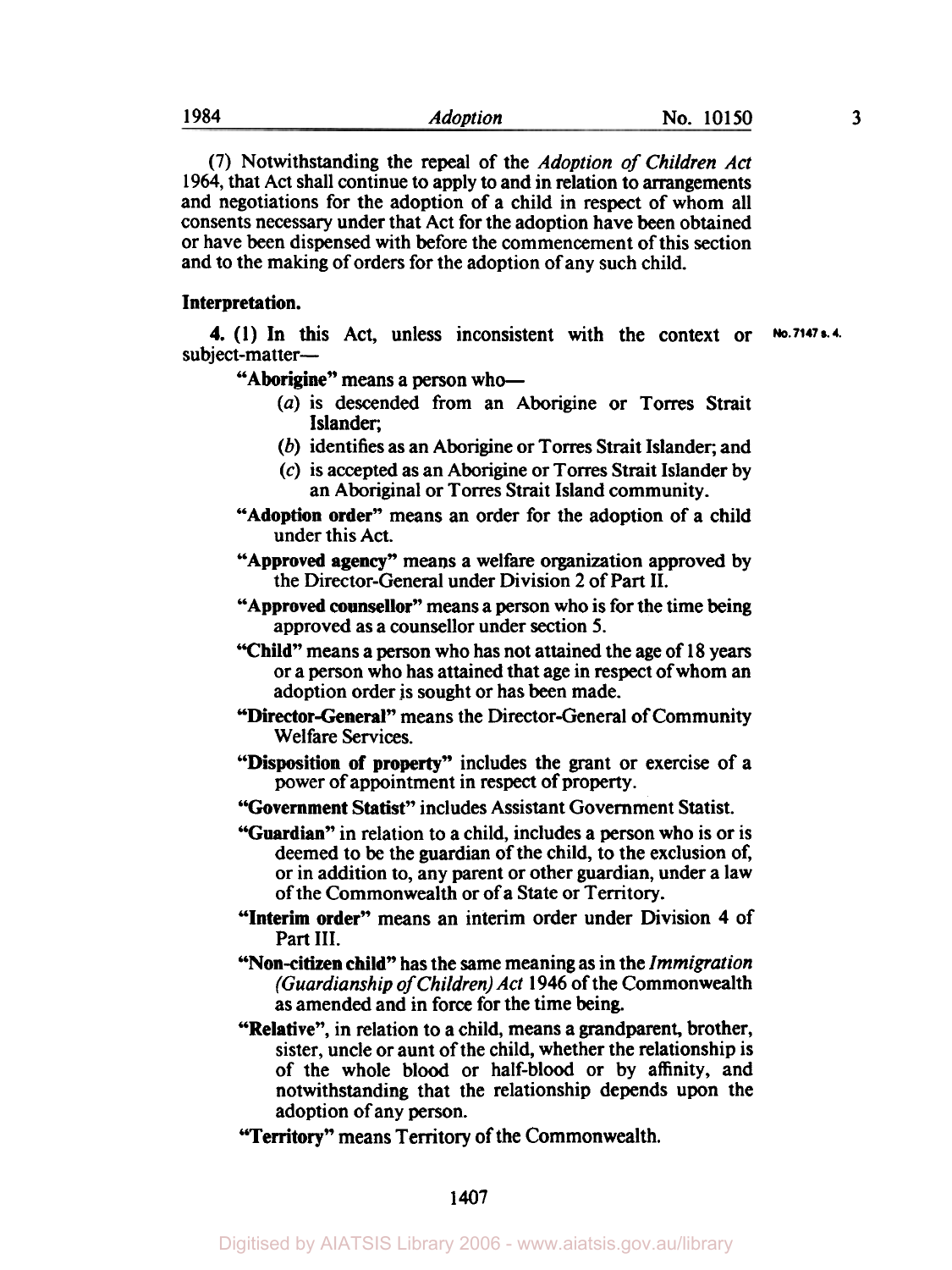(7) Notwithstanding the repeal of the *Adoption of Children Act* 1964, that Act shall continue to apply to and in relation to arrangements and negotiations for the adoption of a child in respect of whom all consents necessary under that Act for the adoption have been obtained or have been dispensed with before the commencement of this section and to the making of orders for the adoption of any such child.

**Interpretation.**

No. 7147 s. 4.

**4.** (1) In this Act, unless inconsistent with the context or subject-matter—

"**Aborigine**" means a person who—

(*a*) is descended from an Aborigine or Torres Strait Islander;

(*b*) identifies as an Aborigine or Torres Strait Islander; and

(*c*) is accepted as an Aborigine or Torres Strait Islander by an Aboriginal or Torres Strait Island community.

"**Adoption order**" means an order for the adoption of a child under this Act.

"**Approved agency**" means a welfare organization approved by the Director-General under Division 2 of Part II.

"**Approved counsellor**" means a person who is for the time being approved as a counsellor under section 5.

"**Child**" means a person who has not attained the age of 18 years or a person who has attained that age in respect of whom an adoption order is sought or has been made.

"**Director-General**" means the Director-General of Community Welfare Services.

"**Disposition of property**" includes the grant or exercise of a power of appointment in respect of property.

"**Government Statist**" includes Assistant Government Statist.

"**Guardian**" in relation to a child, includes a person who is or is deemed to be the guardian of the child, to the exclusion of, or in addition to, any parent or other guardian, under a law of the Commonwealth or of a State or Territory.

"**Interim order**" means an interim order under Division 4 of Part III.

"**Non-citizen child**" has the same meaning as in the *Immigration (Guardianship of Children) Act* 1946 of the Commonwealth as amended and in force for the time being.

"**Relative**", in relation to a child, means a grandparent, brother, sister, uncle or aunt of the child, whether the relationship is of the whole blood or half-blood or by affinity, and notwithstanding that the relationship depends upon the adoption of any person.

"**Territory**" means Territory of the Commonwealth.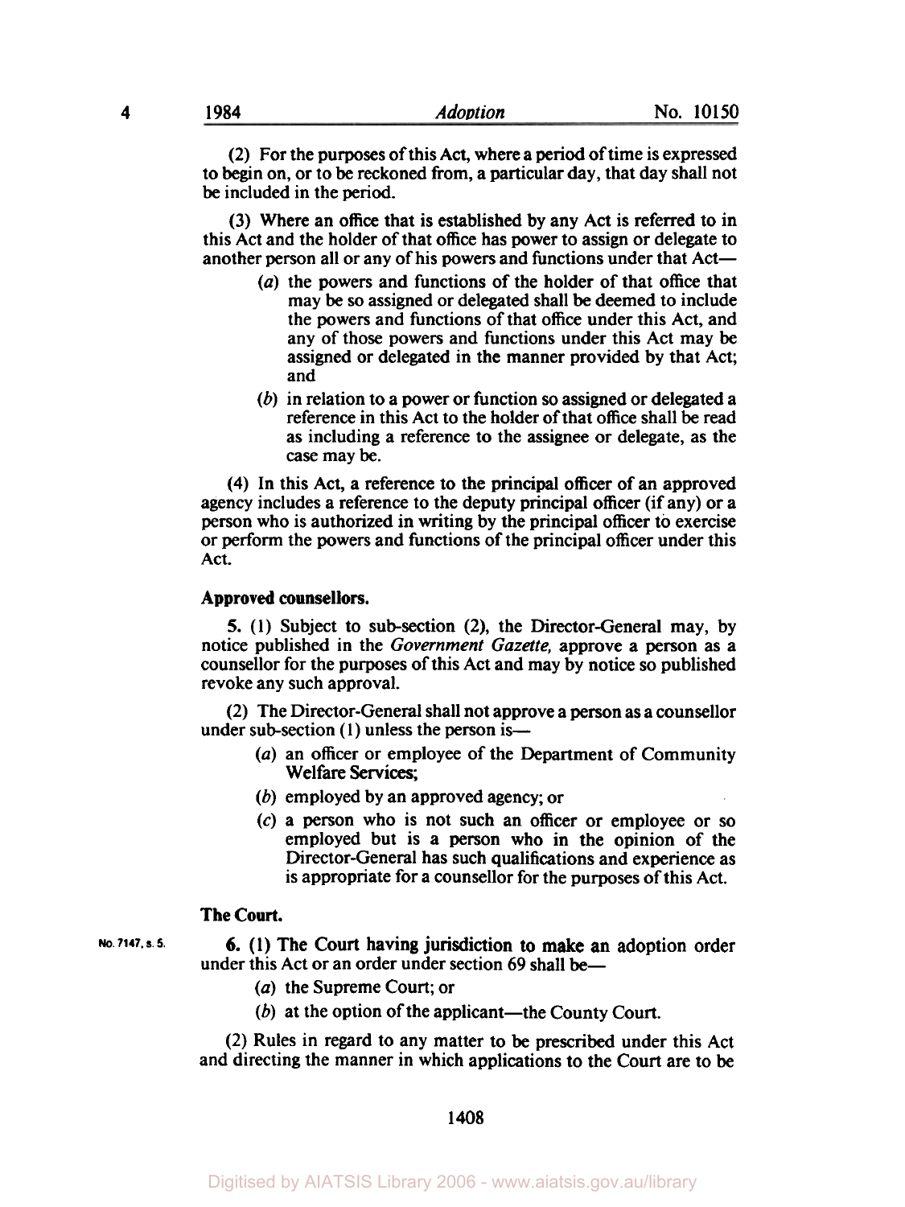(2) For the purposes of this Act, where a period of time is expressed to begin on, or to be reckoned from, a particular day, that day shall not be included in the period.

(3) Where an office that is established by any Act is referred to in this Act and the holder of that office has power to assign or delegate to another person all or any of his powers and functions under that Act—

- (*a*) the powers and functions of the holder of that office that may be so assigned or delegated shall be deemed to include the powers and functions of that office under this Act, and any of those powers and functions under this Act may be assigned or delegated in the manner provided by that Act; and
- (*b*) in relation to a power or function so assigned or delegated a reference in this Act to the holder of that office shall be read as including a reference to the assignee or delegate, as the case may be.

(4) In this Act, a reference to the principal officer of an approved agency includes a reference to the deputy principal officer (if any) or a person who is authorized in writing by the principal officer to exercise or perform the powers and functions of the principal officer under this Act.

**Approved counsellors.**

5. (1) Subject to sub-section (2), the Director-General may, by notice published in the *Government Gazette*, approve a person as a counsellor for the purposes of this Act and may by notice so published revoke any such approval.

(2) The Director-General shall not approve a person as a counsellor under sub-section (1) unless the person is—

- (*a*) an officer or employee of the Department of Community Welfare Services;
- (*b*) employed by an approved agency; or
- (*c*) a person who is not such an officer or employee or so employed but is a person who in the opinion of the Director-General has such qualifications and experience as is appropriate for a counsellor for the purposes of this Act.

**The Court.**

No. 7147, s. 5.

6. (1) The Court having jurisdiction to make an adoption order under this Act or an order under section 69 shall be—

- (*a*) the Supreme Court; or
- (*b*) at the option of the applicant—the County Court.

(2) Rules in regard to any matter to be prescribed under this Act and directing the manner in which applications to the Court are to be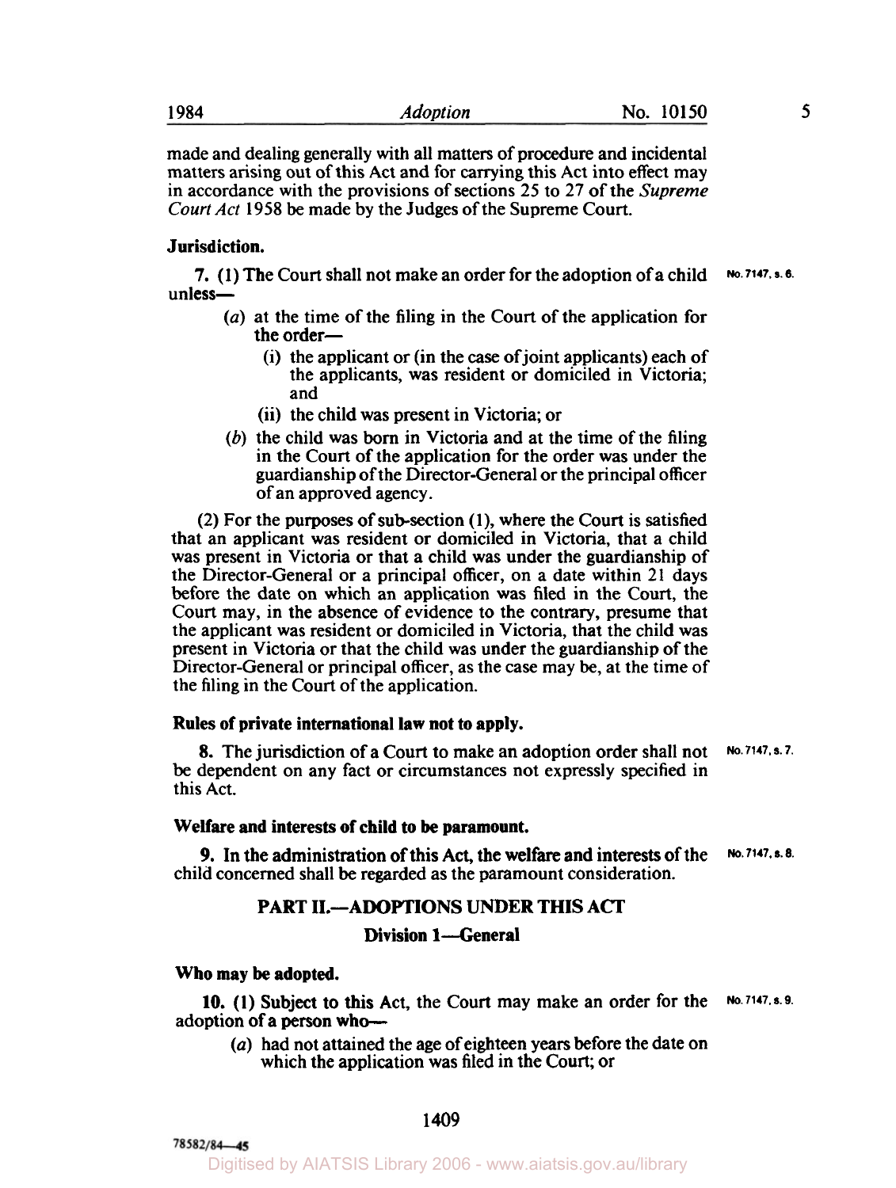made and dealing generally with all matters of procedure and incidental matters arising out of this Act and for carrying this Act into effect may in accordance with the provisions of sections 25 to 27 of the *Supreme Court Act* 1958 be made by the Judges of the Supreme Court.

**Jurisdiction.**

No. 7147, s. 6.

**7.** (1) The Court shall not make an order for the adoption of a child unless—

(*a*) at the time of the filing in the Court of the application for the order—

(i) the applicant or (in the case of joint applicants) each of the applicants, was resident or domiciled in Victoria; and

(ii) the child was present in Victoria; or

(*b*) the child was born in Victoria and at the time of the filing in the Court of the application for the order was under the guardianship of the Director-General or the principal officer of an approved agency.

(2) For the purposes of sub-section (1), where the Court is satisfied that an applicant was resident or domiciled in Victoria, that a child was present in Victoria or that a child was under the guardianship of the Director-General or a principal officer, on a date within 21 days before the date on which an application was filed in the Court, the Court may, in the absence of evidence to the contrary, presume that the applicant was resident or domiciled in Victoria, that the child was present in Victoria or that the child was under the guardianship of the Director-General or principal officer, as the case may be, at the time of the filing in the Court of the application.

**Rules of private international law not to apply.**

No. 7147, s. 7.

**8.** The jurisdiction of a Court to make an adoption order shall not be dependent on any fact or circumstances not expressly specified in this Act.

**Welfare and interests of child to be paramount.**

No. 7147, s. 8.

**9.** In the administration of this Act, the welfare and interests of the child concerned shall be regarded as the paramount consideration.

## PART II.—ADOPTIONS UNDER THIS ACT

### Division 1—General

**Who may be adopted.**

No. 7147, s. 9.

**10.** (1) Subject to this Act, the Court may make an order for the adoption of a person who—

(*a*) had not attained the age of eighteen years before the date on which the application was filed in the Court; or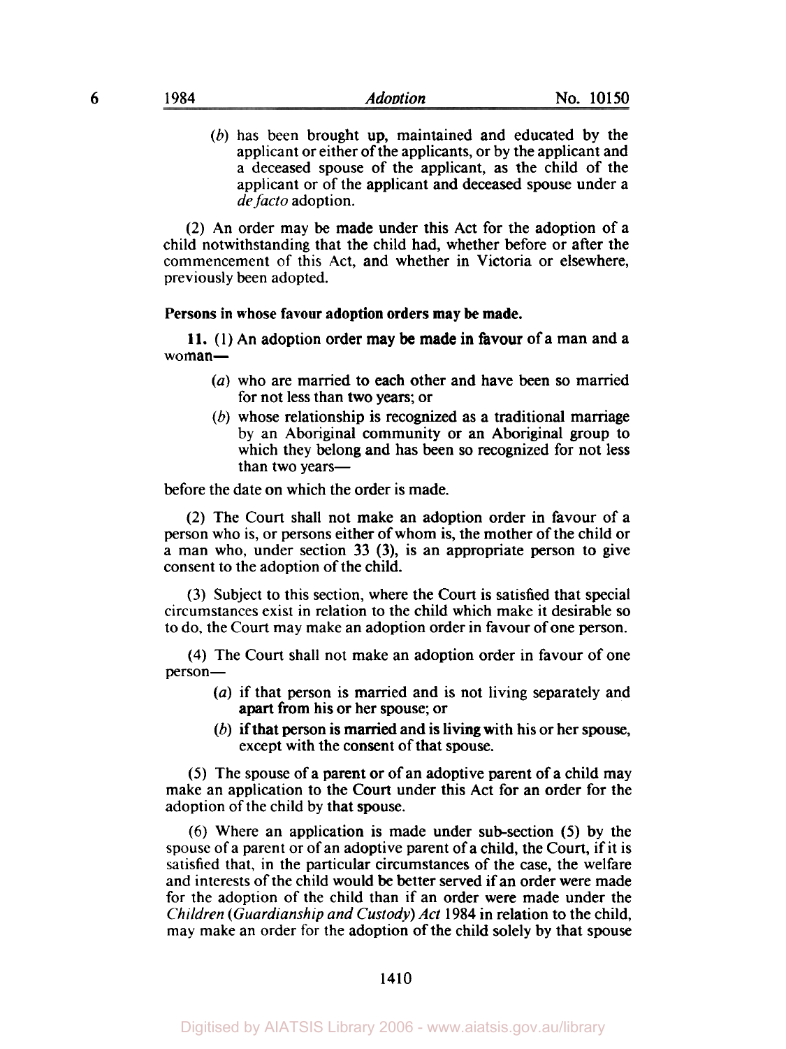(*b*) has been brought up, maintained and educated by the applicant or either of the applicants, or by the applicant and a deceased spouse of the applicant, as the child of the applicant or of the applicant and deceased spouse under a *de facto* adoption.

(2) An order may be made under this Act for the adoption of a child notwithstanding that the child had, whether before or after the commencement of this Act, and whether in Victoria or elsewhere, previously been adopted.

**Persons in whose favour adoption orders may be made.**

**11.** (1) An adoption order may be made in favour of a man and a woman—

- (*a*) who are married to each other and have been so married for not less than two years; or
- (*b*) whose relationship is recognized as a traditional marriage by an Aboriginal community or an Aboriginal group to which they belong and has been so recognized for not less than two years—

before the date on which the order is made.

(2) The Court shall not make an adoption order in favour of a person who is, or persons either of whom is, the mother of the child or a man who, under section 33 (3), is an appropriate person to give consent to the adoption of the child.

(3) Subject to this section, where the Court is satisfied that special circumstances exist in relation to the child which make it desirable so to do, the Court may make an adoption order in favour of one person.

(4) The Court shall not make an adoption order in favour of one person—

- (*a*) if that person is married and is not living separately and apart from his or her spouse; or
- (*b*) if that person is married and is living with his or her spouse, except with the consent of that spouse.

(5) The spouse of a parent or of an adoptive parent of a child may make an application to the Court under this Act for an order for the adoption of the child by that spouse.

(6) Where an application is made under sub-section (5) by the spouse of a parent or of an adoptive parent of a child, the Court, if it is satisfied that, in the particular circumstances of the case, the welfare and interests of the child would be better served if an order were made for the adoption of the child than if an order were made under the *Children (Guardianship and Custody) Act* 1984 in relation to the child, may make an order for the adoption of the child solely by that spouse